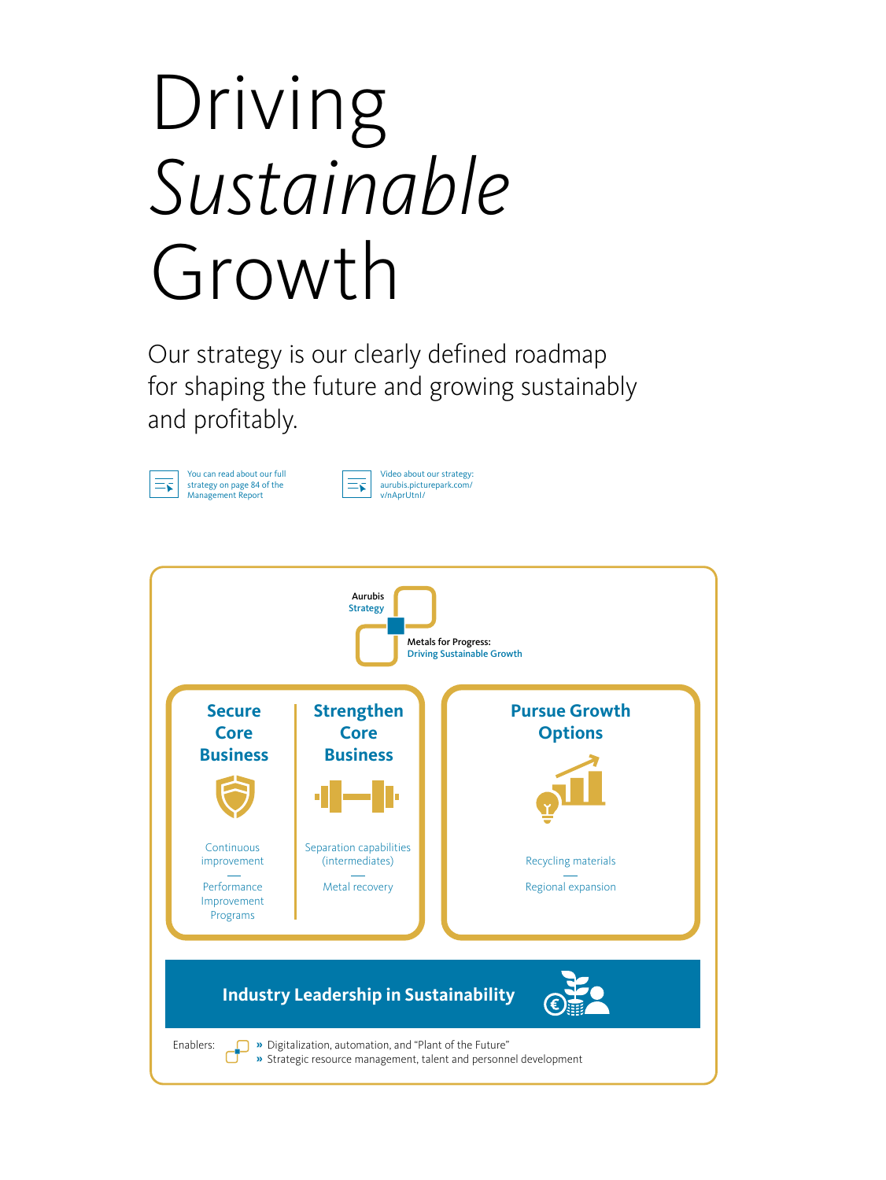# Driving *Sustainable* Growth

Our strategy is our clearly defined roadmap for shaping the future and growing sustainably and profitably.

You can read about our full strategy on page 84 of the Management Report

Video about our strategy: aurubis.picturepark.com/v/nAprUtnl/

Aurubis Strategy

**Metals for Progress:** Driving Sustainable Growth

## Secure Core Business

Continuous improvement

—

Performance Improvement Programs

## Strengthen Core Business

Separation capabilities (intermediates)

—

Metal recovery

## Pursue Growth Options

Recycling materials

—

Regional expansion

## Industry Leadership in Sustainability

Enablers:

- » Digitalization, automation, and “Plant of the Future”
- » Strategic resource management, talent and personnel development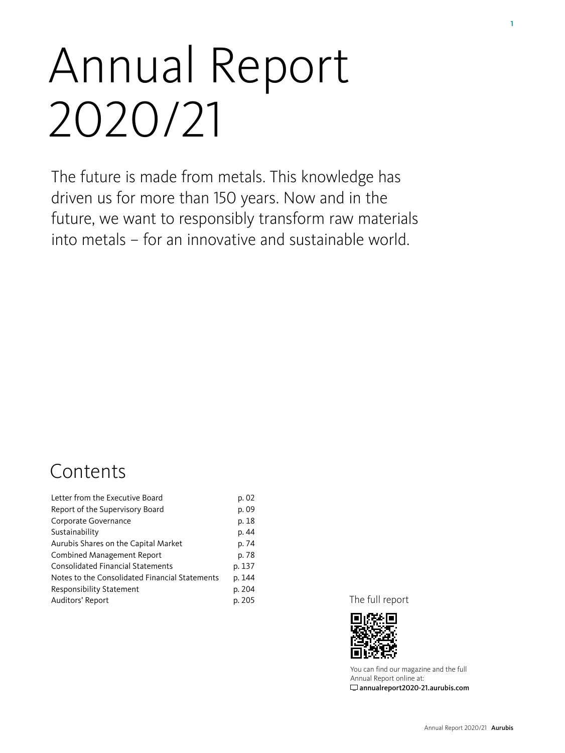# Annual Report 2020/21

The future is made from metals. This knowledge has driven us for more than 150 years. Now and in the future, we want to responsibly transform raw materials into metals – for an innovative and sustainable world.

## Contents

| | |
|---|---|
| Letter from the Executive Board | p. 02 |
| Report of the Supervisory Board | p. 09 |
| Corporate Governance | p. 18 |
| Sustainability | p. 44 |
| Aurubis Shares on the Capital Market | p. 74 |
| Combined Management Report | p. 78 |
| Consolidated Financial Statements | p. 137 |
| Notes to the Consolidated Financial Statements | p. 144 |
| Responsibility Statement | p. 204 |
| Auditors' Report | p. 205 |

The full report

You can find our magazine and the full Annual Report online at:
**annualreport2020-21.aurubis.com**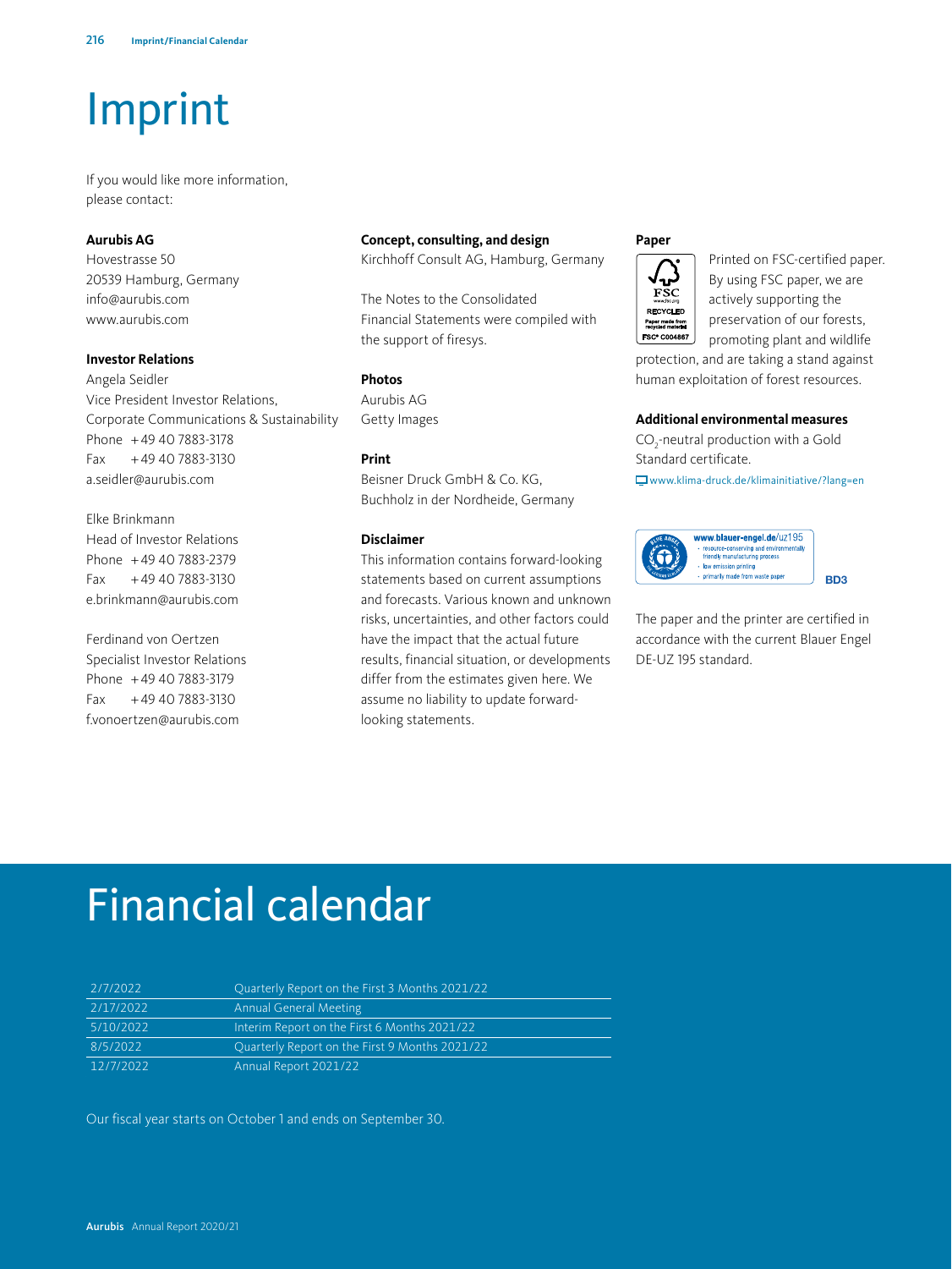// Imprint

If you would like more information, please contact:

**Aurubis AG**
Hovestrasse 50
20539 Hamburg, Germany
info@aurubis.com
www.aurubis.com

**Investor Relations**
Angela Seidler
Vice President Investor Relations, Corporate Communications & Sustainability
Phone +49 40 7883-3178
Fax +49 40 7883-3130
a.seidler@aurubis.com

Elke Brinkmann
Head of Investor Relations
Phone +49 40 7883-2379
Fax +49 40 7883-3130
e.brinkmann@aurubis.com

Ferdinand von Oertzen
Specialist Investor Relations
Phone +49 40 7883-3179
Fax +49 40 7883-3130
f.vonoertzen@aurubis.com

**Concept, consulting, and design**
Kirchhoff Consult AG, Hamburg, Germany

The Notes to the Consolidated Financial Statements were compiled with the support of firesys.

**Photos**
Aurubis AG
Getty Images

**Print**
Beisner Druck GmbH & Co. KG, Buchholz in der Nordheide, Germany

**Disclaimer**
This information contains forward-looking statements based on current assumptions and forecasts. Various known and unknown risks, uncertainties, and other factors could have the impact that the actual future results, financial situation, or developments differ from the estimates given here. We assume no liability to update forward-looking statements.

**Paper**
Printed on FSC-certified paper. By using FSC paper, we are actively supporting the preservation of our forests, promoting plant and wildlife protection, and are taking a stand against human exploitation of forest resources.

FSC www.fsc.org RECYCLED Paper made from recycled material FSC® C004867

**Additional environmental measures**
$CO_2$-neutral production with a Gold Standard certificate.
www.klima-druck.de/klimainitiative/?lang=en

www.blauer-engel.de/uz195
- resource-conserving and environmentally friendly manufacturing process
- low emission printing
- primarily made from waste paper

BD3

The paper and the printer are certified in accordance with the current Blauer Engel DE-UZ 195 standard.

# Financial calendar

| | |
|---|---|
| 2/7/2022 | Quarterly Report on the First 3 Months 2021/22 |
| 2/17/2022 | Annual General Meeting |
| 5/10/2022 | Interim Report on the First 6 Months 2021/22 |
| 8/5/2022 | Quarterly Report on the First 9 Months 2021/22 |
| 12/7/2022 | Annual Report 2021/22 |

Our fiscal year starts on October 1 and ends on September 30.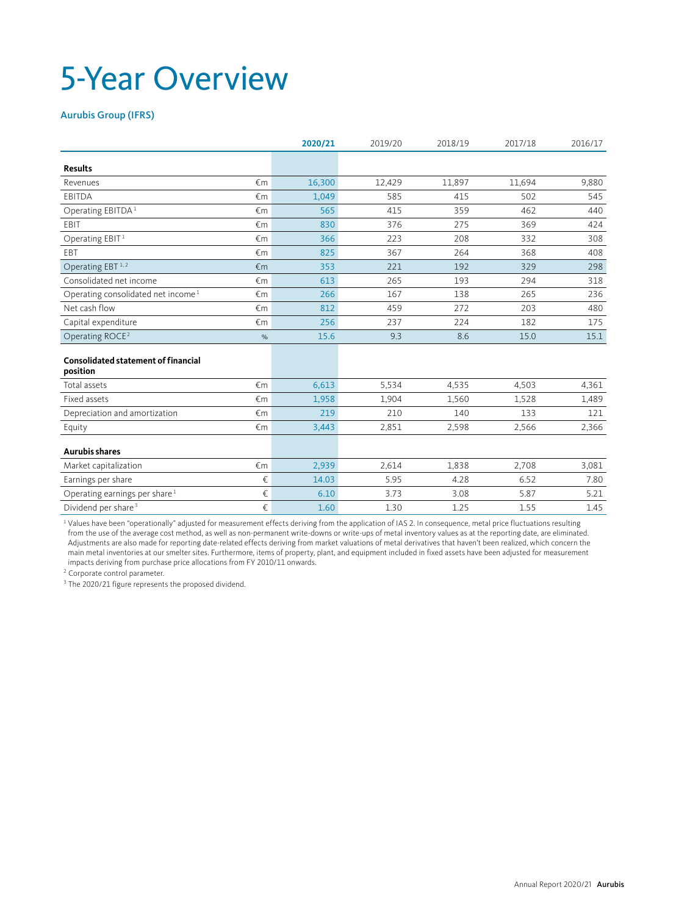# 5-Year Overview

### Aurubis Group (IFRS)

| | | 2020/21 | 2019/20 | 2018/19 | 2017/18 | 2016/17 |
|---|---|---|---|---|---|---|
| **Results** | | | | | | |
| Revenues | €m | 16,300 | 12,429 | 11,897 | 11,694 | 9,880 |
| EBITDA | €m | 1,049 | 585 | 415 | 502 | 545 |
| Operating EBITDA[1] | €m | 565 | 415 | 359 | 462 | 440 |
| EBIT | €m | 830 | 376 | 275 | 369 | 424 |
| Operating EBIT[1] | €m | 366 | 223 | 208 | 332 | 308 |
| EBT | €m | 825 | 367 | 264 | 368 | 408 |
| Operating EBT[1,2] | €m | 353 | 221 | 192 | 329 | 298 |
| Consolidated net income | €m | 613 | 265 | 193 | 294 | 318 |
| Operating consolidated net income[1] | €m | 266 | 167 | 138 | 265 | 236 |
| Net cash flow | €m | 812 | 459 | 272 | 203 | 480 |
| Capital expenditure | €m | 256 | 237 | 224 | 182 | 175 |
| Operating ROCE[2] | % | 15.6 | 9.3 | 8.6 | 15.0 | 15.1 |
| **Consolidated statement of financial position** | | | | | | |
| Total assets | €m | 6,613 | 5,534 | 4,535 | 4,503 | 4,361 |
| Fixed assets | €m | 1,958 | 1,904 | 1,560 | 1,528 | 1,489 |
| Depreciation and amortization | €m | 219 | 210 | 140 | 133 | 121 |
| Equity | €m | 3,443 | 2,851 | 2,598 | 2,566 | 2,366 |
| **Aurubis shares** | | | | | | |
| Market capitalization | €m | 2,939 | 2,614 | 1,838 | 2,708 | 3,081 |
| Earnings per share | € | 14.03 | 5.95 | 4.28 | 6.52 | 7.80 |
| Operating earnings per share[1] | € | 6.10 | 3.73 | 3.08 | 5.87 | 5.21 |
| Dividend per share[3] | € | 1.60 | 1.30 | 1.25 | 1.55 | 1.45 |

[1] Values have been "operationally" adjusted for measurement effects deriving from the application of IAS 2. In consequence, metal price fluctuations resulting from the use of the average cost method, as well as non-permanent write-downs or write-ups of metal inventory values as at the reporting date, are eliminated. Adjustments are also made for reporting date-related effects deriving from market valuations of metal derivatives that haven't been realized, which concern the main metal inventories at our smelter sites. Furthermore, items of property, plant, and equipment included in fixed assets have been adjusted for measurement impacts deriving from purchase price allocations from FY 2010/11 onwards.

[2] Corporate control parameter.

[3] The 2020/21 figure represents the proposed dividend.